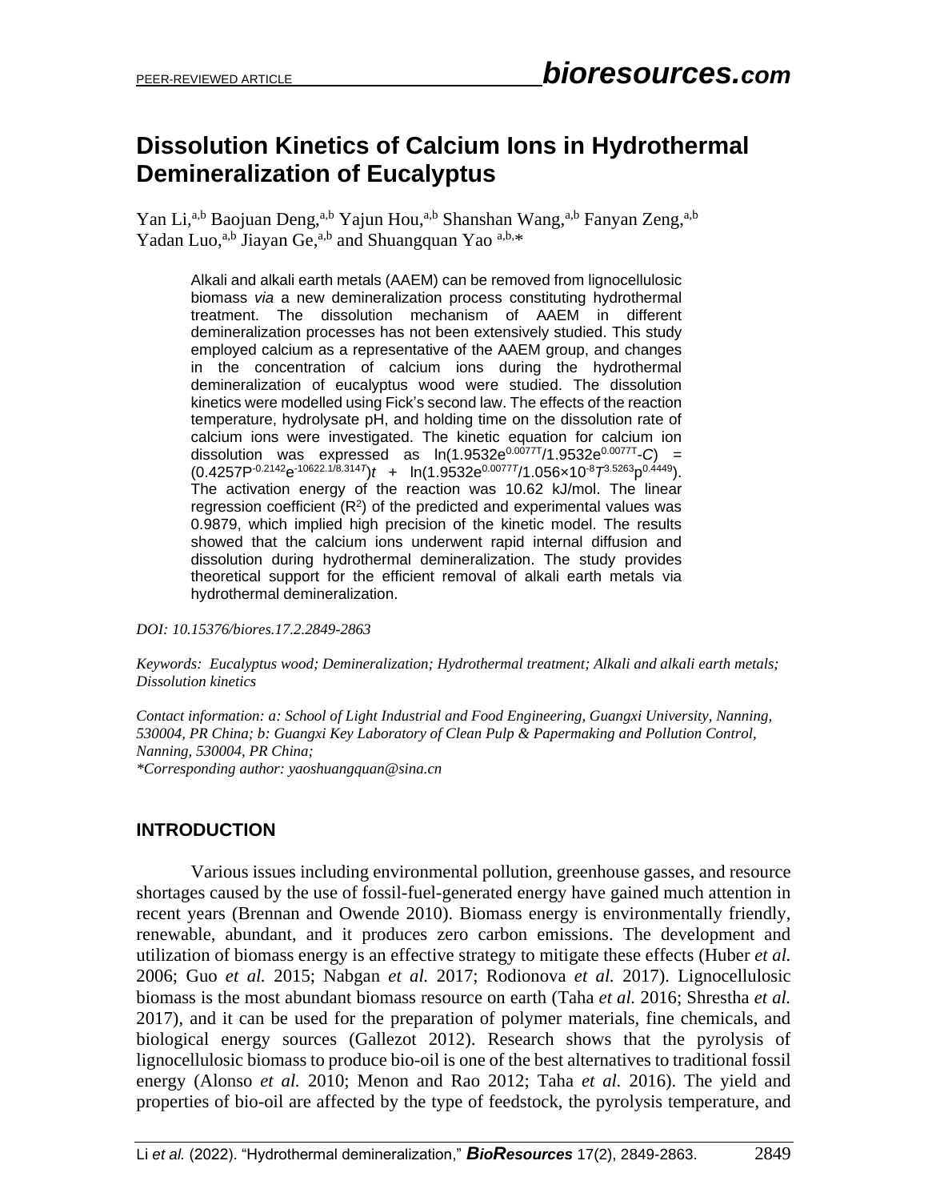# Dissolution Kinetics of Calcium Ions in Hydrothermal Demineralization of Eucalyptus

Yan Li,[a,b] Baojuan Deng,[a,b] Yajun Hou,[a,b] Shanshan Wang,[a,b] Fanyan Zeng,[a,b] Yadan Luo,[a,b] Jiayan Ge,[a,b] and Shuangquan Yao [a,b,*]

Alkali and alkali earth metals (AAEM) can be removed from lignocellulosic biomass *via* a new demineralization process constituting hydrothermal treatment. The dissolution mechanism of AAEM in different demineralization processes has not been extensively studied. This study employed calcium as a representative of the AAEM group, and changes in the concentration of calcium ions during the hydrothermal demineralization of eucalyptus wood were studied. The dissolution kinetics were modelled using Fick's second law. The effects of the reaction temperature, hydrolysate pH, and holding time on the dissolution rate of calcium ions were investigated. The kinetic equation for calcium ion dissolution was expressed as $\ln(1.9532e^{0.0077T}/1.9532e^{0.0077T}\text{-}C) = (0.4257P^{-0.2142}e^{-10622.1/8.314T})t + \ln(1.9532e^{0.0077T}/1.056\times10^{-8}T^{3.5263}p^{0.4449})$. The activation energy of the reaction was 10.62 kJ/mol. The linear regression coefficient ($R^2$) of the predicted and experimental values was 0.9879, which implied high precision of the kinetic model. The results showed that the calcium ions underwent rapid internal diffusion and dissolution during hydrothermal demineralization. The study provides theoretical support for the efficient removal of alkali earth metals via hydrothermal demineralization.

*DOI: 10.15376/biores.17.2.2849-2863*

*Keywords: Eucalyptus wood; Demineralization; Hydrothermal treatment; Alkali and alkali earth metals; Dissolution kinetics*

*Contact information: a: School of Light Industrial and Food Engineering, Guangxi University, Nanning, 530004, PR China; b: Guangxi Key Laboratory of Clean Pulp & Papermaking and Pollution Control, Nanning, 530004, PR China;*
*\*Corresponding author: yaoshuangquan@sina.cn*

## INTRODUCTION

Various issues including environmental pollution, greenhouse gasses, and resource shortages caused by the use of fossil-fuel-generated energy have gained much attention in recent years (Brennan and Owende 2010). Biomass energy is environmentally friendly, renewable, abundant, and it produces zero carbon emissions. The development and utilization of biomass energy is an effective strategy to mitigate these effects (Huber *et al.* 2006; Guo *et al.* 2015; Nabgan *et al.* 2017; Rodionova *et al.* 2017). Lignocellulosic biomass is the most abundant biomass resource on earth (Taha *et al.* 2016; Shrestha *et al.* 2017), and it can be used for the preparation of polymer materials, fine chemicals, and biological energy sources (Gallezot 2012). Research shows that the pyrolysis of lignocellulosic biomass to produce bio-oil is one of the best alternatives to traditional fossil energy (Alonso *et al.* 2010; Menon and Rao 2012; Taha *et al.* 2016). The yield and properties of bio-oil are affected by the type of feedstock, the pyrolysis temperature, and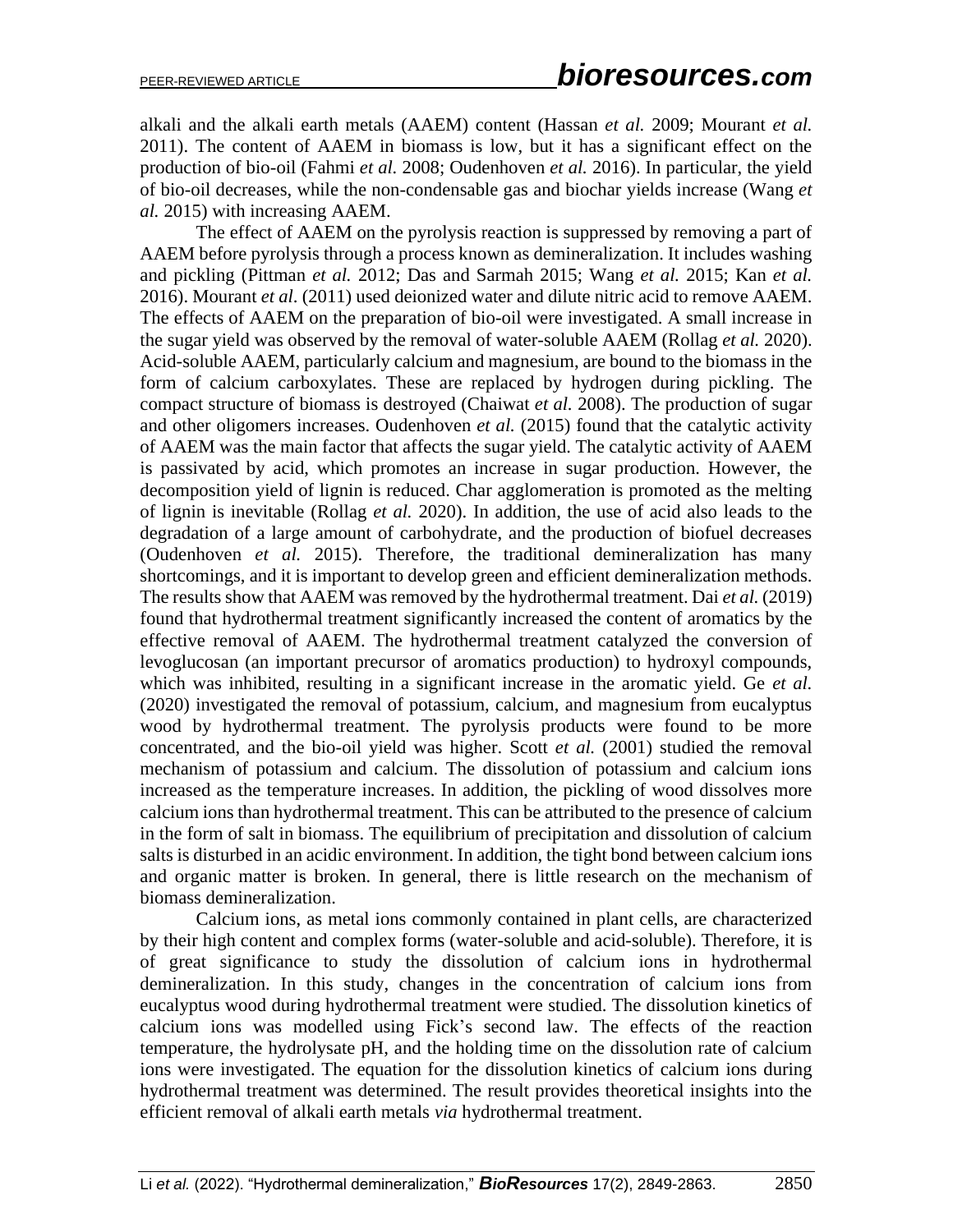alkali and the alkali earth metals (AAEM) content (Hassan *et al.* 2009; Mourant *et al.* 2011). The content of AAEM in biomass is low, but it has a significant effect on the production of bio-oil (Fahmi *et al.* 2008; Oudenhoven *et al.* 2016). In particular, the yield of bio-oil decreases, while the non-condensable gas and biochar yields increase (Wang *et al.* 2015) with increasing AAEM.

The effect of AAEM on the pyrolysis reaction is suppressed by removing a part of AAEM before pyrolysis through a process known as demineralization. It includes washing and pickling (Pittman *et al.* 2012; Das and Sarmah 2015; Wang *et al.* 2015; Kan *et al.* 2016). Mourant *et al*. (2011) used deionized water and dilute nitric acid to remove AAEM. The effects of AAEM on the preparation of bio-oil were investigated. A small increase in the sugar yield was observed by the removal of water-soluble AAEM (Rollag *et al.* 2020). Acid-soluble AAEM, particularly calcium and magnesium, are bound to the biomass in the form of calcium carboxylates. These are replaced by hydrogen during pickling. The compact structure of biomass is destroyed (Chaiwat *et al.* 2008). The production of sugar and other oligomers increases. Oudenhoven *et al.* (2015) found that the catalytic activity of AAEM was the main factor that affects the sugar yield. The catalytic activity of AAEM is passivated by acid, which promotes an increase in sugar production. However, the decomposition yield of lignin is reduced. Char agglomeration is promoted as the melting of lignin is inevitable (Rollag *et al.* 2020). In addition, the use of acid also leads to the degradation of a large amount of carbohydrate, and the production of biofuel decreases (Oudenhoven *et al.* 2015). Therefore, the traditional demineralization has many shortcomings, and it is important to develop green and efficient demineralization methods. The results show that AAEM was removed by the hydrothermal treatment. Dai *et al.* (2019) found that hydrothermal treatment significantly increased the content of aromatics by the effective removal of AAEM. The hydrothermal treatment catalyzed the conversion of levoglucosan (an important precursor of aromatics production) to hydroxyl compounds, which was inhibited, resulting in a significant increase in the aromatic yield. Ge *et al.* (2020) investigated the removal of potassium, calcium, and magnesium from eucalyptus wood by hydrothermal treatment. The pyrolysis products were found to be more concentrated, and the bio-oil yield was higher. Scott *et al.* (2001) studied the removal mechanism of potassium and calcium. The dissolution of potassium and calcium ions increased as the temperature increases. In addition, the pickling of wood dissolves more calcium ions than hydrothermal treatment. This can be attributed to the presence of calcium in the form of salt in biomass. The equilibrium of precipitation and dissolution of calcium salts is disturbed in an acidic environment. In addition, the tight bond between calcium ions and organic matter is broken. In general, there is little research on the mechanism of biomass demineralization.

Calcium ions, as metal ions commonly contained in plant cells, are characterized by their high content and complex forms (water-soluble and acid-soluble). Therefore, it is of great significance to study the dissolution of calcium ions in hydrothermal demineralization. In this study, changes in the concentration of calcium ions from eucalyptus wood during hydrothermal treatment were studied. The dissolution kinetics of calcium ions was modelled using Fick's second law. The effects of the reaction temperature, the hydrolysate pH, and the holding time on the dissolution rate of calcium ions were investigated. The equation for the dissolution kinetics of calcium ions during hydrothermal treatment was determined. The result provides theoretical insights into the efficient removal of alkali earth metals *via* hydrothermal treatment.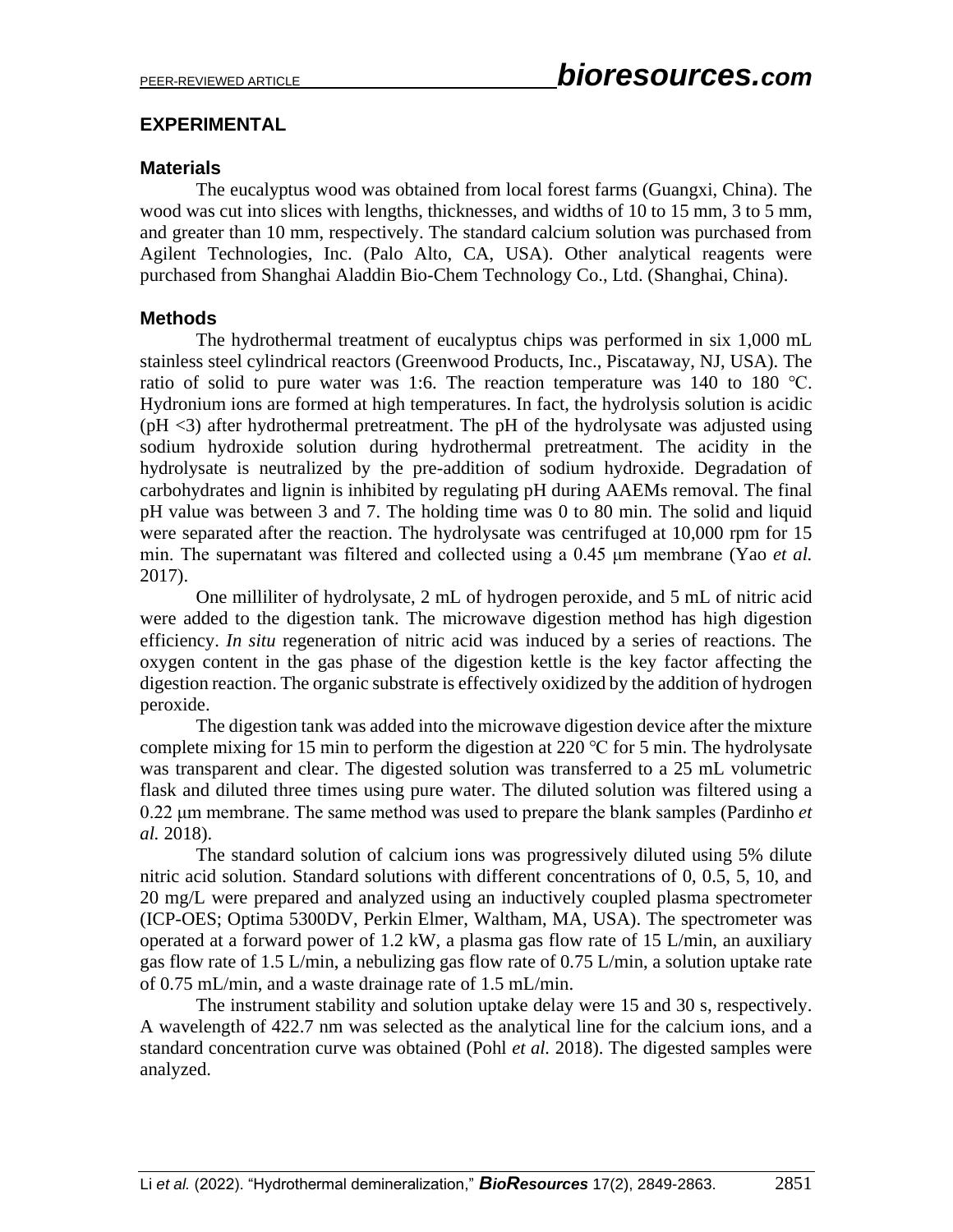## EXPERIMENTAL

### Materials

The eucalyptus wood was obtained from local forest farms (Guangxi, China). The wood was cut into slices with lengths, thicknesses, and widths of 10 to 15 mm, 3 to 5 mm, and greater than 10 mm, respectively. The standard calcium solution was purchased from Agilent Technologies, Inc. (Palo Alto, CA, USA). Other analytical reagents were purchased from Shanghai Aladdin Bio-Chem Technology Co., Ltd. (Shanghai, China).

### Methods

The hydrothermal treatment of eucalyptus chips was performed in six 1,000 mL stainless steel cylindrical reactors (Greenwood Products, Inc., Piscataway, NJ, USA). The ratio of solid to pure water was 1:6. The reaction temperature was 140 to 180 ℃. Hydronium ions are formed at high temperatures. In fact, the hydrolysis solution is acidic (pH <3) after hydrothermal pretreatment. The pH of the hydrolysate was adjusted using sodium hydroxide solution during hydrothermal pretreatment. The acidity in the hydrolysate is neutralized by the pre-addition of sodium hydroxide. Degradation of carbohydrates and lignin is inhibited by regulating pH during AAEMs removal. The final pH value was between 3 and 7. The holding time was 0 to 80 min. The solid and liquid were separated after the reaction. The hydrolysate was centrifuged at 10,000 rpm for 15 min. The supernatant was filtered and collected using a 0.45 μm membrane (Yao *et al.* 2017).

One milliliter of hydrolysate, 2 mL of hydrogen peroxide, and 5 mL of nitric acid were added to the digestion tank. The microwave digestion method has high digestion efficiency. *In situ* regeneration of nitric acid was induced by a series of reactions. The oxygen content in the gas phase of the digestion kettle is the key factor affecting the digestion reaction. The organic substrate is effectively oxidized by the addition of hydrogen peroxide.

The digestion tank was added into the microwave digestion device after the mixture complete mixing for 15 min to perform the digestion at 220 ℃ for 5 min. The hydrolysate was transparent and clear. The digested solution was transferred to a 25 mL volumetric flask and diluted three times using pure water. The diluted solution was filtered using a 0.22 μm membrane. The same method was used to prepare the blank samples (Pardinho *et al.* 2018).

The standard solution of calcium ions was progressively diluted using 5% dilute nitric acid solution. Standard solutions with different concentrations of 0, 0.5, 5, 10, and 20 mg/L were prepared and analyzed using an inductively coupled plasma spectrometer (ICP-OES; Optima 5300DV, Perkin Elmer, Waltham, MA, USA). The spectrometer was operated at a forward power of 1.2 kW, a plasma gas flow rate of 15 L/min, an auxiliary gas flow rate of 1.5 L/min, a nebulizing gas flow rate of 0.75 L/min, a solution uptake rate of 0.75 mL/min, and a waste drainage rate of 1.5 mL/min.

The instrument stability and solution uptake delay were 15 and 30 s, respectively. A wavelength of 422.7 nm was selected as the analytical line for the calcium ions, and a standard concentration curve was obtained (Pohl *et al.* 2018). The digested samples were analyzed.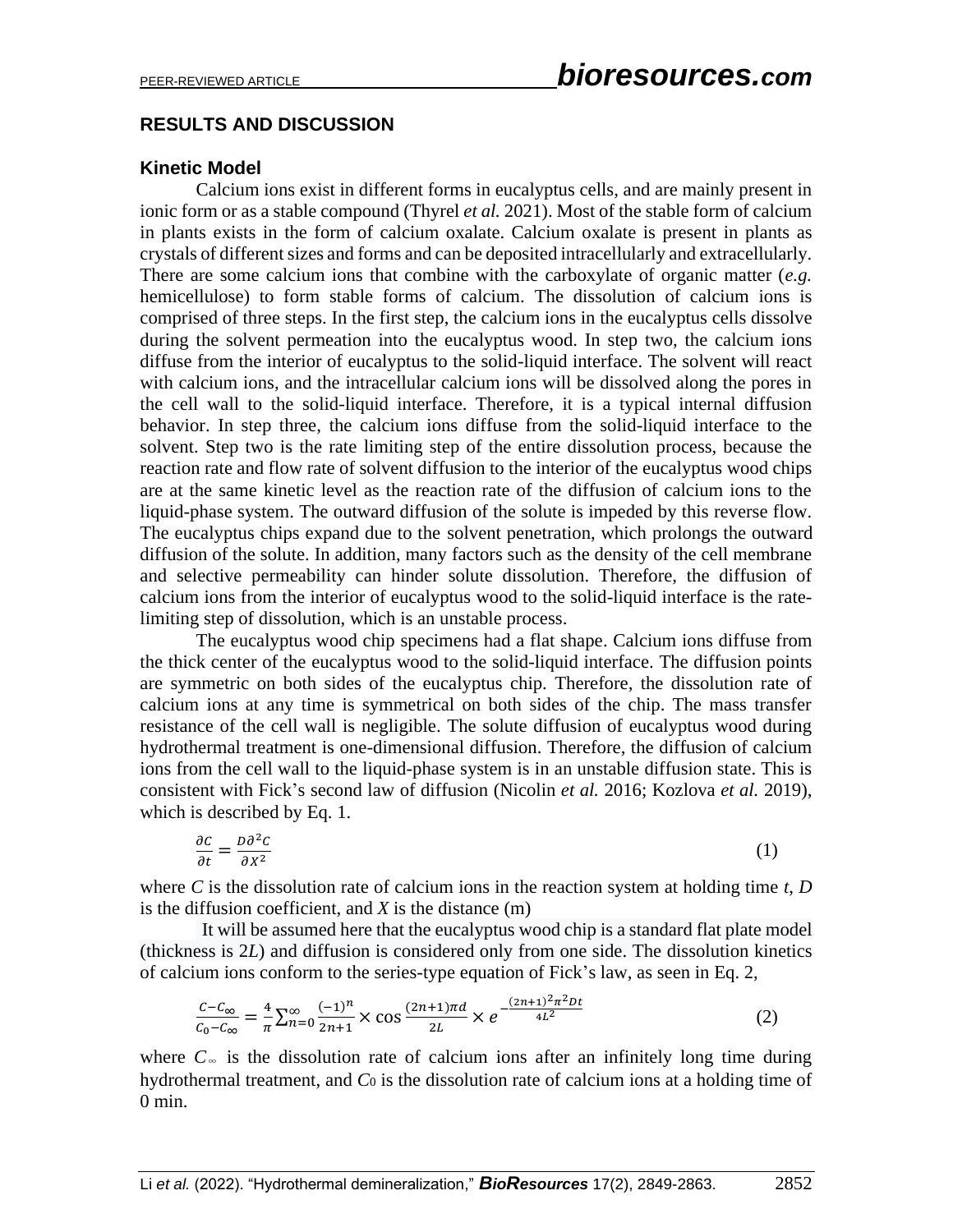## RESULTS AND DISCUSSION

### Kinetic Model

Calcium ions exist in different forms in eucalyptus cells, and are mainly present in ionic form or as a stable compound (Thyrel *et al.* 2021). Most of the stable form of calcium in plants exists in the form of calcium oxalate. Calcium oxalate is present in plants as crystals of different sizes and forms and can be deposited intracellularly and extracellularly. There are some calcium ions that combine with the carboxylate of organic matter (*e.g.* hemicellulose) to form stable forms of calcium. The dissolution of calcium ions is comprised of three steps. In the first step, the calcium ions in the eucalyptus cells dissolve during the solvent permeation into the eucalyptus wood. In step two, the calcium ions diffuse from the interior of eucalyptus to the solid-liquid interface. The solvent will react with calcium ions, and the intracellular calcium ions will be dissolved along the pores in the cell wall to the solid-liquid interface. Therefore, it is a typical internal diffusion behavior. In step three, the calcium ions diffuse from the solid-liquid interface to the solvent. Step two is the rate limiting step of the entire dissolution process, because the reaction rate and flow rate of solvent diffusion to the interior of the eucalyptus wood chips are at the same kinetic level as the reaction rate of the diffusion of calcium ions to the liquid-phase system. The outward diffusion of the solute is impeded by this reverse flow. The eucalyptus chips expand due to the solvent penetration, which prolongs the outward diffusion of the solute. In addition, many factors such as the density of the cell membrane and selective permeability can hinder solute dissolution. Therefore, the diffusion of calcium ions from the interior of eucalyptus wood to the solid-liquid interface is the rate-limiting step of dissolution, which is an unstable process.

The eucalyptus wood chip specimens had a flat shape. Calcium ions diffuse from the thick center of the eucalyptus wood to the solid-liquid interface. The diffusion points are symmetric on both sides of the eucalyptus chip. Therefore, the dissolution rate of calcium ions at any time is symmetrical on both sides of the chip. The mass transfer resistance of the cell wall is negligible. The solute diffusion of eucalyptus wood during hydrothermal treatment is one-dimensional diffusion. Therefore, the diffusion of calcium ions from the cell wall to the liquid-phase system is in an unstable diffusion state. This is consistent with Fick's second law of diffusion (Nicolin *et al.* 2016; Kozlova *et al.* 2019), which is described by Eq. 1.

$$\frac{\partial C}{\partial t} = \frac{D\partial^2 C}{\partial X^2} \tag{1}$$

where $C$ is the dissolution rate of calcium ions in the reaction system at holding time $t$, $D$ is the diffusion coefficient, and $X$ is the distance (m)

It will be assumed here that the eucalyptus wood chip is a standard flat plate model (thickness is $2L$) and diffusion is considered only from one side. The dissolution kinetics of calcium ions conform to the series-type equation of Fick's law, as seen in Eq. 2,

$$\frac{C-C_\infty}{C_0-C_\infty} = \frac{4}{\pi}\sum_{n=0}^{\infty}\frac{(-1)^n}{2n+1} \times \cos\frac{(2n+1)\pi d}{2L} \times e^{-\frac{(2n+1)^2\pi^2 Dt}{4L^2}} \tag{2}$$

where $C_\infty$ is the dissolution rate of calcium ions after an infinitely long time during hydrothermal treatment, and $C_0$ is the dissolution rate of calcium ions at a holding time of 0 min.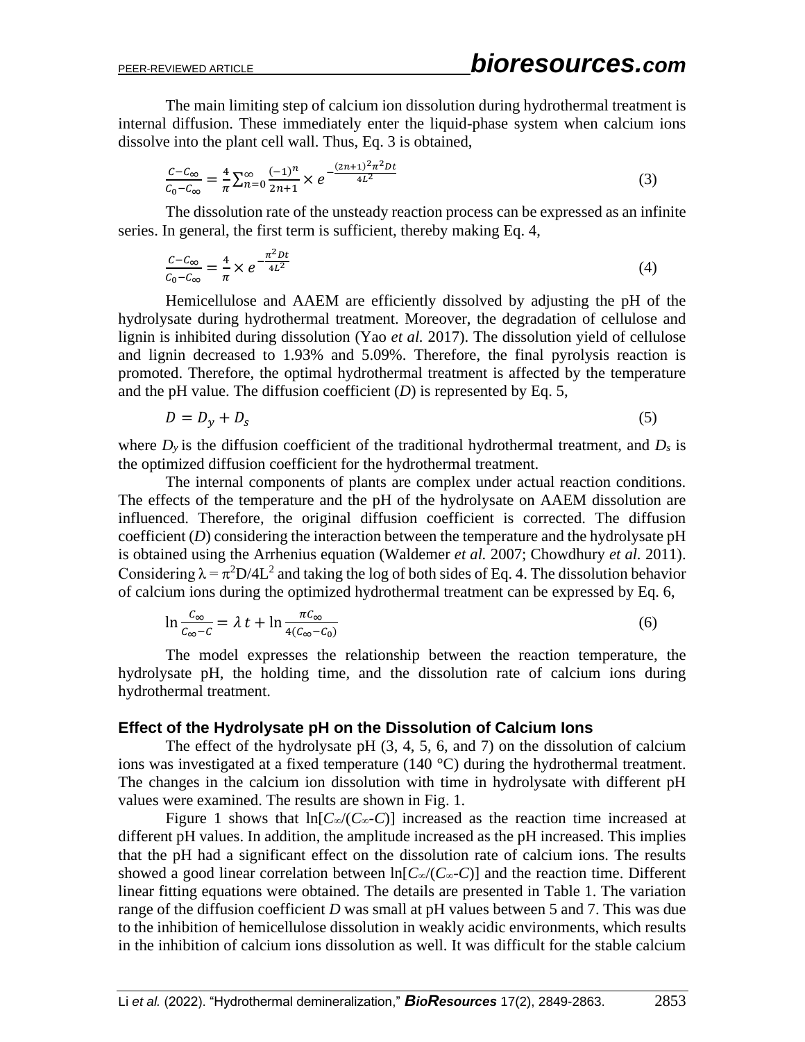The main limiting step of calcium ion dissolution during hydrothermal treatment is internal diffusion. These immediately enter the liquid-phase system when calcium ions dissolve into the plant cell wall. Thus, Eq. 3 is obtained,

$$\frac{C-C_{\infty}}{C_0-C_{\infty}}=\frac{4}{\pi}\sum_{n=0}^{\infty}\frac{(-1)^n}{2n+1}\times e^{-\frac{(2n+1)^2\pi^2 Dt}{4L^2}} \tag{3}$$

The dissolution rate of the unsteady reaction process can be expressed as an infinite series. In general, the first term is sufficient, thereby making Eq. 4,

$$\frac{C-C_{\infty}}{C_0-C_{\infty}}=\frac{4}{\pi}\times e^{-\frac{\pi^2 Dt}{4L^2}} \tag{4}$$

Hemicellulose and AAEM are efficiently dissolved by adjusting the pH of the hydrolysate during hydrothermal treatment. Moreover, the degradation of cellulose and lignin is inhibited during dissolution (Yao *et al.* 2017). The dissolution yield of cellulose and lignin decreased to 1.93% and 5.09%. Therefore, the final pyrolysis reaction is promoted. Therefore, the optimal hydrothermal treatment is affected by the temperature and the pH value. The diffusion coefficient ($D$) is represented by Eq. 5,

$$D = D_y + D_s \tag{5}$$

where $D_y$ is the diffusion coefficient of the traditional hydrothermal treatment, and $D_s$ is the optimized diffusion coefficient for the hydrothermal treatment.

The internal components of plants are complex under actual reaction conditions. The effects of the temperature and the pH of the hydrolysate on AAEM dissolution are influenced. Therefore, the original diffusion coefficient is corrected. The diffusion coefficient ($D$) considering the interaction between the temperature and the hydrolysate pH is obtained using the Arrhenius equation (Waldemer *et al.* 2007; Chowdhury *et al.* 2011). Considering $\lambda = \pi^2 D/4L^2$ and taking the log of both sides of Eq. 4. The dissolution behavior of calcium ions during the optimized hydrothermal treatment can be expressed by Eq. 6,

$$\ln\frac{C_{\infty}}{C_{\infty}-C}=\lambda t+\ln\frac{\pi C_{\infty}}{4(C_{\infty}-C_0)} \tag{6}$$

The model expresses the relationship between the reaction temperature, the hydrolysate pH, the holding time, and the dissolution rate of calcium ions during hydrothermal treatment.

### Effect of the Hydrolysate pH on the Dissolution of Calcium Ions

The effect of the hydrolysate pH (3, 4, 5, 6, and 7) on the dissolution of calcium ions was investigated at a fixed temperature (140 °C) during the hydrothermal treatment. The changes in the calcium ion dissolution with time in hydrolysate with different pH values were examined. The results are shown in Fig. 1.

Figure 1 shows that $\ln[C_{\infty}/(C_{\infty}-C)]$ increased as the reaction time increased at different pH values. In addition, the amplitude increased as the pH increased. This implies that the pH had a significant effect on the dissolution rate of calcium ions. The results showed a good linear correlation between $\ln[C_{\infty}/(C_{\infty}-C)]$ and the reaction time. Different linear fitting equations were obtained. The details are presented in Table 1. The variation range of the diffusion coefficient $D$ was small at pH values between 5 and 7. This was due to the inhibition of hemicellulose dissolution in weakly acidic environments, which results in the inhibition of calcium ions dissolution as well. It was difficult for the stable calcium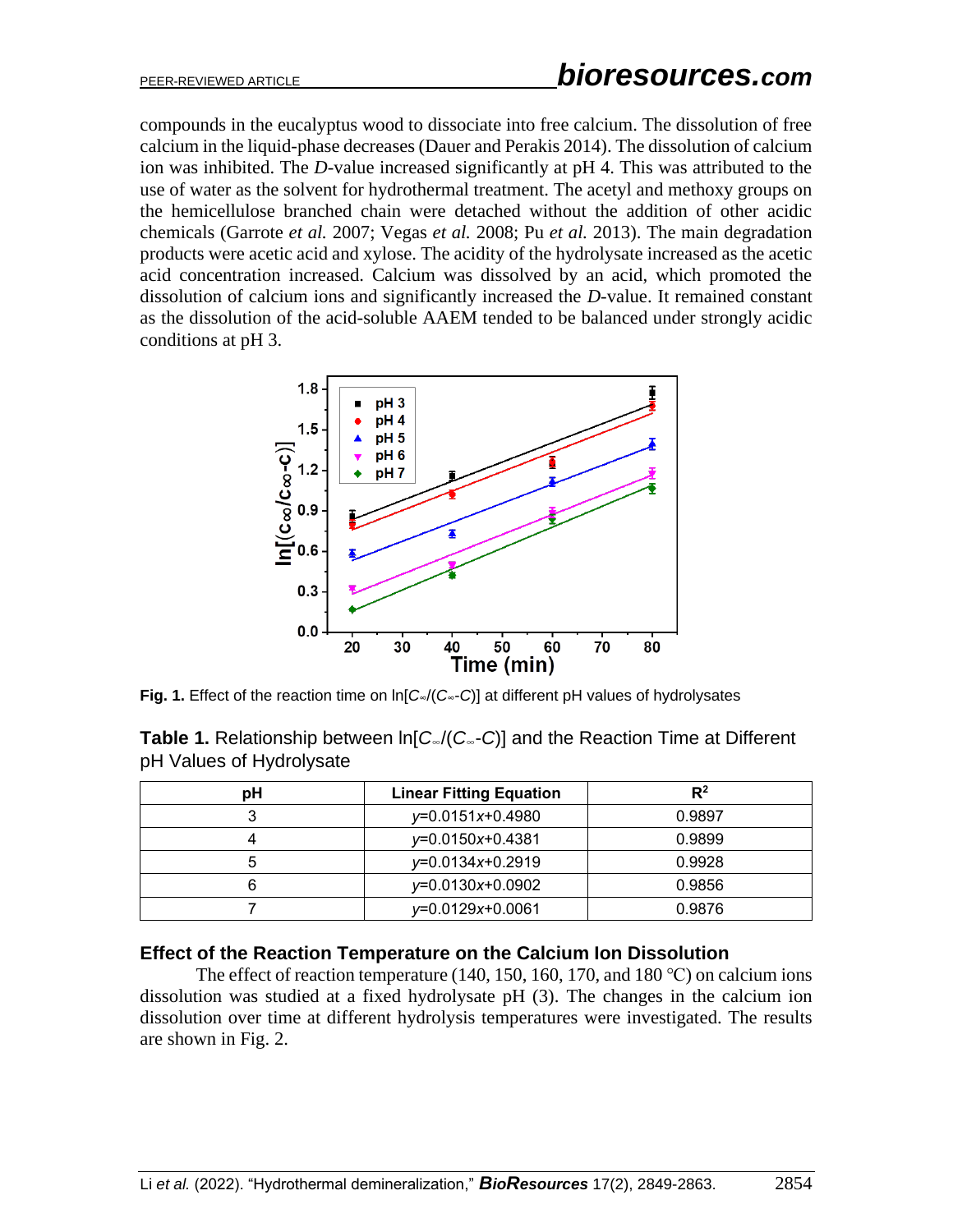compounds in the eucalyptus wood to dissociate into free calcium. The dissolution of free calcium in the liquid-phase decreases (Dauer and Perakis 2014). The dissolution of calcium ion was inhibited. The *D*-value increased significantly at pH 4. This was attributed to the use of water as the solvent for hydrothermal treatment. The acetyl and methoxy groups on the hemicellulose branched chain were detached without the addition of other acidic chemicals (Garrote *et al.* 2007; Vegas *et al.* 2008; Pu *et al.* 2013). The main degradation products were acetic acid and xylose. The acidity of the hydrolysate increased as the acetic acid concentration increased. Calcium was dissolved by an acid, which promoted the dissolution of calcium ions and significantly increased the *D*-value. It remained constant as the dissolution of the acid-soluble AAEM tended to be balanced under strongly acidic conditions at pH 3.

**Fig. 1.** Effect of the reaction time on $\ln[C_\infty/(C_\infty\text{-}C)]$ at different pH values of hydrolysates

**Table 1.** Relationship between $\ln[C_\infty/(C_\infty\text{-}C)]$ and the Reaction Time at Different pH Values of Hydrolysate

| pH | Linear Fitting Equation | $R^2$ |
|---|---|---|
| 3 | $y$=0.0151$x$+0.4980 | 0.9897 |
| 4 | $y$=0.0150$x$+0.4381 | 0.9899 |
| 5 | $y$=0.0134$x$+0.2919 | 0.9928 |
| 6 | $y$=0.0130$x$+0.0902 | 0.9856 |
| 7 | $y$=0.0129$x$+0.0061 | 0.9876 |

### Effect of the Reaction Temperature on the Calcium Ion Dissolution

The effect of reaction temperature (140, 150, 160, 170, and 180 °C) on calcium ions dissolution was studied at a fixed hydrolysate pH (3). The changes in the calcium ion dissolution over time at different hydrolysis temperatures were investigated. The results are shown in Fig. 2.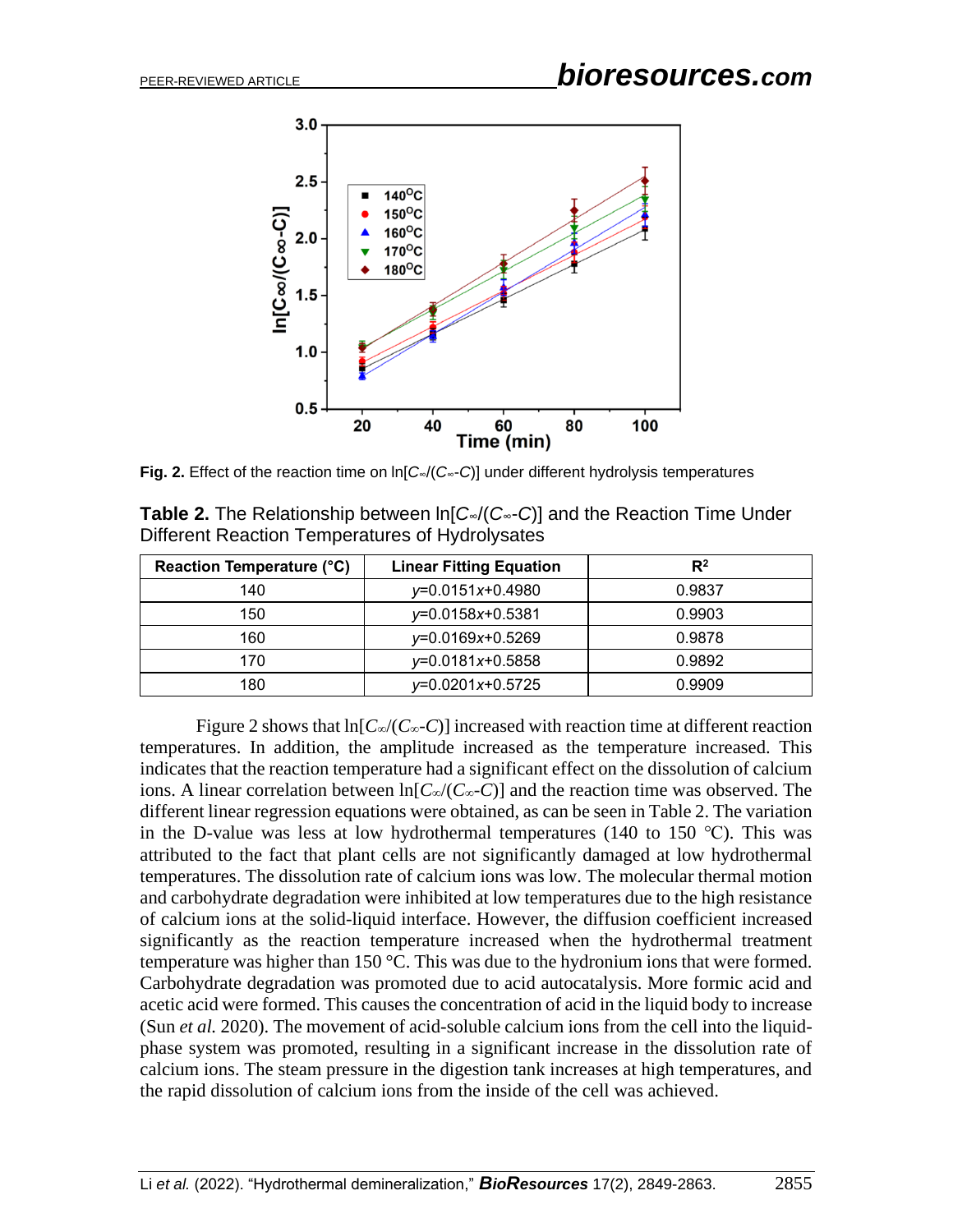**Fig. 2.** Effect of the reaction time on $\ln[C_\infty/(C_\infty\text{-}C)]$ under different hydrolysis temperatures

**Table 2.** The Relationship between $\ln[C_\infty/(C_\infty\text{-}C)]$ and the Reaction Time Under Different Reaction Temperatures of Hydrolysates

| Reaction Temperature (°C) | Linear Fitting Equation | $R^2$ |
| --- | --- | --- |
| 140 | $y$=0.0151$x$+0.4980 | 0.9837 |
| 150 | $y$=0.0158$x$+0.5381 | 0.9903 |
| 160 | $y$=0.0169$x$+0.5269 | 0.9878 |
| 170 | $y$=0.0181$x$+0.5858 | 0.9892 |
| 180 | $y$=0.0201$x$+0.5725 | 0.9909 |

Figure 2 shows that $\ln[C_\infty/(C_\infty\text{-}C)]$ increased with reaction time at different reaction temperatures. In addition, the amplitude increased as the temperature increased. This indicates that the reaction temperature had a significant effect on the dissolution of calcium ions. A linear correlation between $\ln[C_\infty/(C_\infty\text{-}C)]$ and the reaction time was observed. The different linear regression equations were obtained, as can be seen in Table 2. The variation in the D-value was less at low hydrothermal temperatures (140 to 150 ℃). This was attributed to the fact that plant cells are not significantly damaged at low hydrothermal temperatures. The dissolution rate of calcium ions was low. The molecular thermal motion and carbohydrate degradation were inhibited at low temperatures due to the high resistance of calcium ions at the solid-liquid interface. However, the diffusion coefficient increased significantly as the reaction temperature increased when the hydrothermal treatment temperature was higher than 150 °C. This was due to the hydronium ions that were formed. Carbohydrate degradation was promoted due to acid autocatalysis. More formic acid and acetic acid were formed. This causes the concentration of acid in the liquid body to increase (Sun *et al.* 2020). The movement of acid-soluble calcium ions from the cell into the liquid-phase system was promoted, resulting in a significant increase in the dissolution rate of calcium ions. The steam pressure in the digestion tank increases at high temperatures, and the rapid dissolution of calcium ions from the inside of the cell was achieved.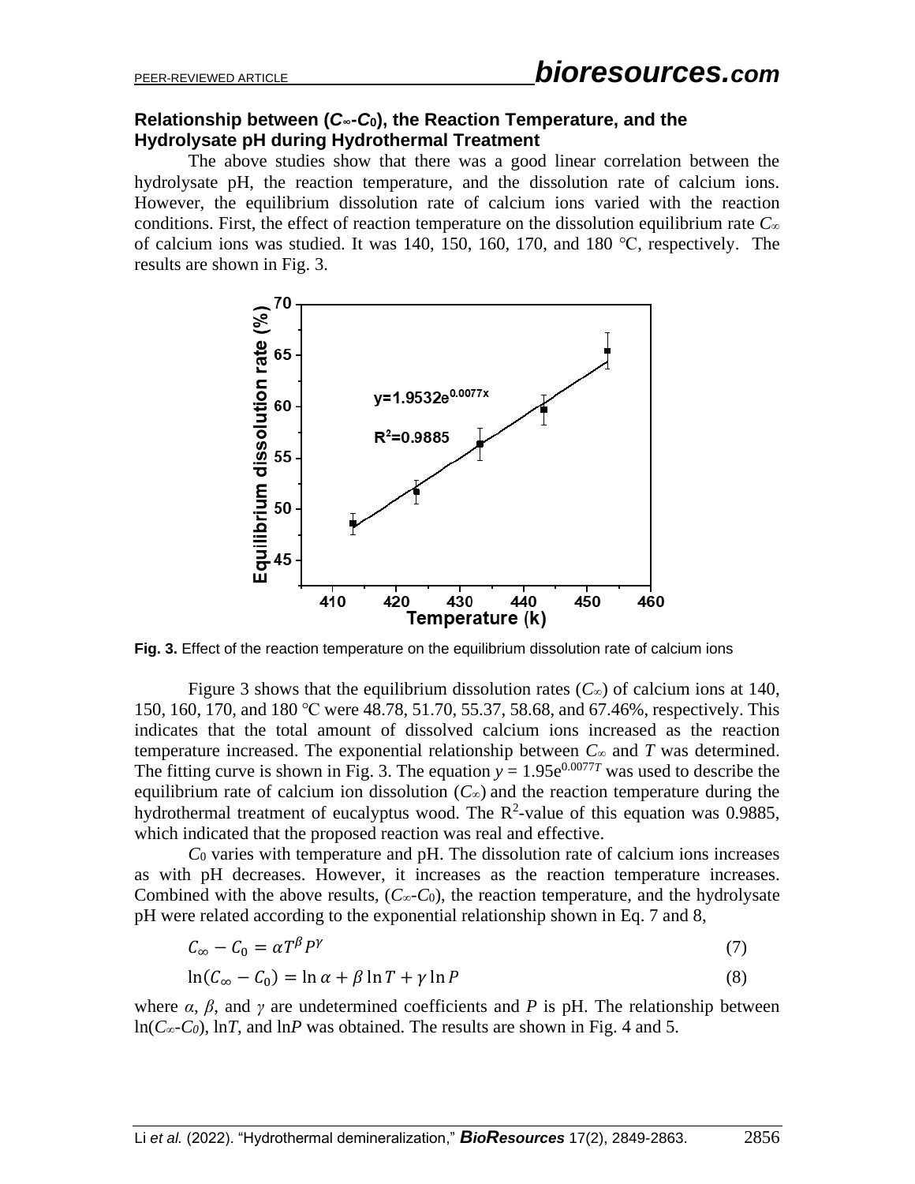### Relationship between ($C_\infty$-$C_0$), the Reaction Temperature, and the Hydrolysate pH during Hydrothermal Treatment

The above studies show that there was a good linear correlation between the hydrolysate pH, the reaction temperature, and the dissolution rate of calcium ions. However, the equilibrium dissolution rate of calcium ions varied with the reaction conditions. First, the effect of reaction temperature on the dissolution equilibrium rate $C_\infty$ of calcium ions was studied. It was 140, 150, 160, 170, and 180 °C, respectively. The results are shown in Fig. 3.

**Fig. 3.** Effect of the reaction temperature on the equilibrium dissolution rate of calcium ions

Figure 3 shows that the equilibrium dissolution rates ($C_\infty$) of calcium ions at 140, 150, 160, 170, and 180 °C were 48.78, 51.70, 55.37, 58.68, and 67.46%, respectively. This indicates that the total amount of dissolved calcium ions increased as the reaction temperature increased. The exponential relationship between $C_\infty$ and $T$ was determined. The fitting curve is shown in Fig. 3. The equation $y = 1.95e^{0.0077T}$ was used to describe the equilibrium rate of calcium ion dissolution ($C_\infty$) and the reaction temperature during the hydrothermal treatment of eucalyptus wood. The $R^2$-value of this equation was 0.9885, which indicated that the proposed reaction was real and effective.

$C_0$ varies with temperature and pH. The dissolution rate of calcium ions increases as with pH decreases. However, it increases as the reaction temperature increases. Combined with the above results, ($C_\infty$-$C_0$), the reaction temperature, and the hydrolysate pH were related according to the exponential relationship shown in Eq. 7 and 8,

$$C_\infty - C_0 = \alpha T^\beta P^\gamma \tag{7}$$

$$\ln(C_\infty - C_0) = \ln \alpha + \beta \ln T + \gamma \ln P \tag{8}$$

where $\alpha$, $\beta$, and $\gamma$ are undetermined coefficients and $P$ is pH. The relationship between $\ln(C_\infty$-$C_0)$, $\ln T$, and $\ln P$ was obtained. The results are shown in Fig. 4 and 5.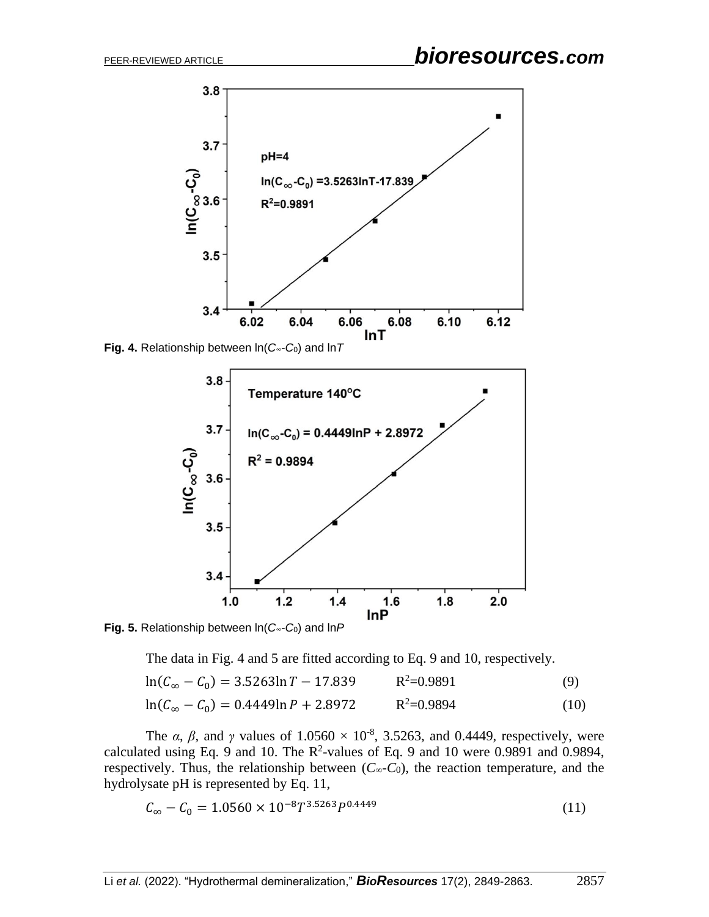**Fig. 4.** Relationship between $\ln(C_\infty\text{-}C_0)$ and $\ln T$

**Fig. 5.** Relationship between $\ln(C_\infty\text{-}C_0)$ and $\ln P$

The data in Fig. 4 and 5 are fitted according to Eq. 9 and 10, respectively.

$$\ln(C_\infty - C_0) = 3.5263 \ln T - 17.839 \qquad R^2=0.9891 \tag{9}$$

$$\ln(C_\infty - C_0) = 0.4449 \ln P + 2.8972 \qquad R^2=0.9894 \tag{10}$$

The $\alpha$, $\beta$, and $\gamma$ values of $1.0560 \times 10^{-8}$, 3.5263, and 0.4449, respectively, were calculated using Eq. 9 and 10. The $R^2$-values of Eq. 9 and 10 were 0.9891 and 0.9894, respectively. Thus, the relationship between ($C_\infty$-$C_0$), the reaction temperature, and the hydrolysate pH is represented by Eq. 11,

$$C_\infty - C_0 = 1.0560 \times 10^{-8} T^{3.5263} P^{0.4449} \tag{11}$$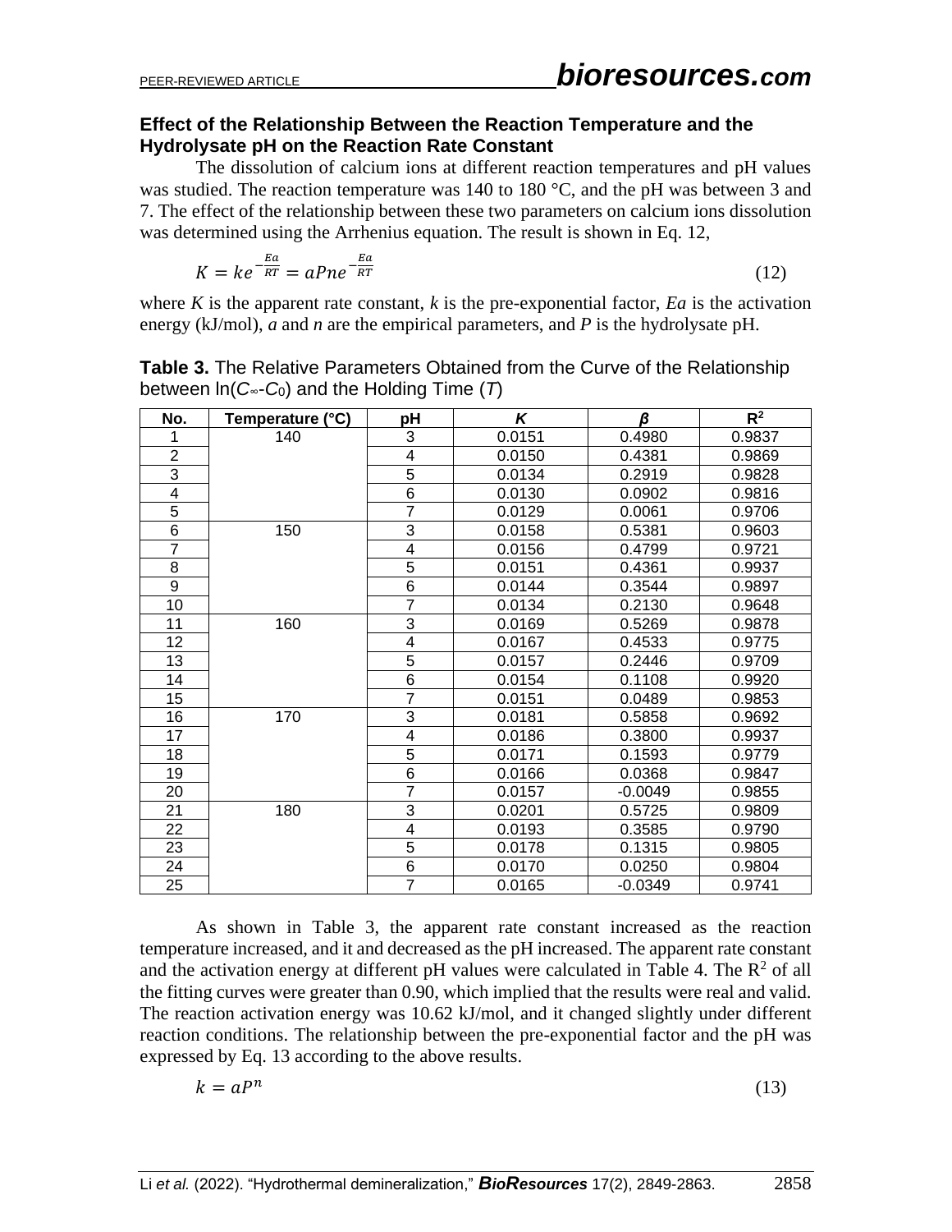### Effect of the Relationship Between the Reaction Temperature and the Hydrolysate pH on the Reaction Rate Constant

The dissolution of calcium ions at different reaction temperatures and pH values was studied. The reaction temperature was 140 to 180 °C, and the pH was between 3 and 7. The effect of the relationship between these two parameters on calcium ions dissolution was determined using the Arrhenius equation. The result is shown in Eq. 12,

$$K = ke^{-\frac{Ea}{RT}} = aPne^{-\frac{Ea}{RT}} \tag{12}$$

where $K$ is the apparent rate constant, $k$ is the pre-exponential factor, $Ea$ is the activation energy (kJ/mol), $a$ and $n$ are the empirical parameters, and $P$ is the hydrolysate pH.

**Table 3.** The Relative Parameters Obtained from the Curve of the Relationship between ln($C_\infty$-$C_0$) and the Holding Time ($T$)

| No. | Temperature (°C) | pH | *K* | *β* | $R^2$ |
|---|---|---|---|---|---|
| 1 | 140 | 3 | 0.0151 | 0.4980 | 0.9837 |
| 2 | | 4 | 0.0150 | 0.4381 | 0.9869 |
| 3 | | 5 | 0.0134 | 0.2919 | 0.9828 |
| 4 | | 6 | 0.0130 | 0.0902 | 0.9816 |
| 5 | | 7 | 0.0129 | 0.0061 | 0.9706 |
| 6 | 150 | 3 | 0.0158 | 0.5381 | 0.9603 |
| 7 | | 4 | 0.0156 | 0.4799 | 0.9721 |
| 8 | | 5 | 0.0151 | 0.4361 | 0.9937 |
| 9 | | 6 | 0.0144 | 0.3544 | 0.9897 |
| 10 | | 7 | 0.0134 | 0.2130 | 0.9648 |
| 11 | 160 | 3 | 0.0169 | 0.5269 | 0.9878 |
| 12 | | 4 | 0.0167 | 0.4533 | 0.9775 |
| 13 | | 5 | 0.0157 | 0.2446 | 0.9709 |
| 14 | | 6 | 0.0154 | 0.1108 | 0.9920 |
| 15 | | 7 | 0.0151 | 0.0489 | 0.9853 |
| 16 | 170 | 3 | 0.0181 | 0.5858 | 0.9692 |
| 17 | | 4 | 0.0186 | 0.3800 | 0.9937 |
| 18 | | 5 | 0.0171 | 0.1593 | 0.9779 |
| 19 | | 6 | 0.0166 | 0.0368 | 0.9847 |
| 20 | | 7 | 0.0157 | -0.0049 | 0.9855 |
| 21 | 180 | 3 | 0.0201 | 0.5725 | 0.9809 |
| 22 | | 4 | 0.0193 | 0.3585 | 0.9790 |
| 23 | | 5 | 0.0178 | 0.1315 | 0.9805 |
| 24 | | 6 | 0.0170 | 0.0250 | 0.9804 |
| 25 | | 7 | 0.0165 | -0.0349 | 0.9741 |

As shown in Table 3, the apparent rate constant increased as the reaction temperature increased, and it and decreased as the pH increased. The apparent rate constant and the activation energy at different pH values were calculated in Table 4. The $R^2$ of all the fitting curves were greater than 0.90, which implied that the results were real and valid. The reaction activation energy was 10.62 kJ/mol, and it changed slightly under different reaction conditions. The relationship between the pre-exponential factor and the pH was expressed by Eq. 13 according to the above results.

$$k = aP^n \tag{13}$$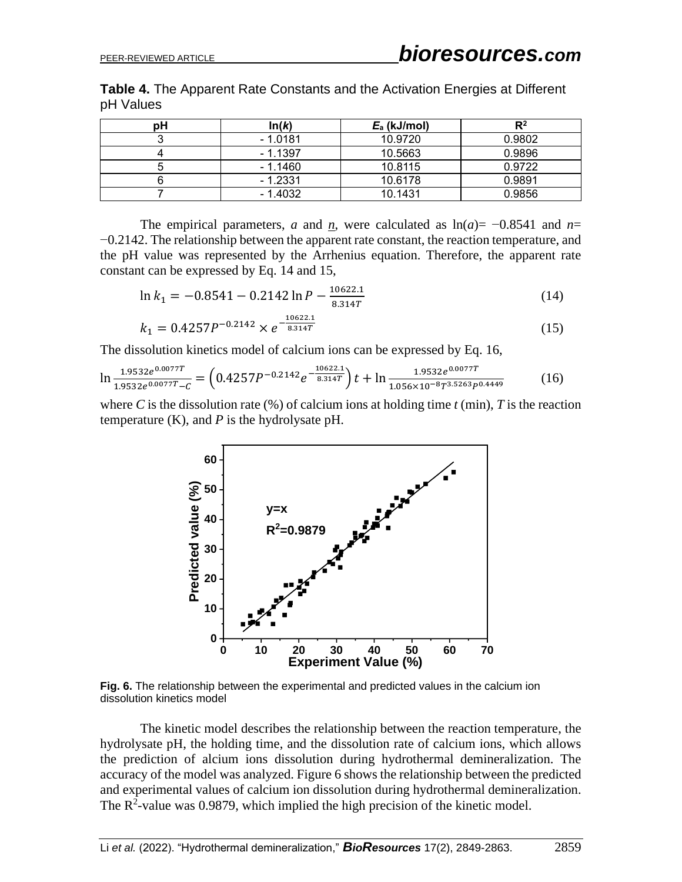**Table 4.** The Apparent Rate Constants and the Activation Energies at Different pH Values

| pH | ln(*k*) | $E_a$ (kJ/mol) | $R^2$ |
|---|---|---|---|
| 3 | - 1.0181 | 10.9720 | 0.9802 |
| 4 | - 1.1397 | 10.5663 | 0.9896 |
| 5 | - 1.1460 | 10.8115 | 0.9722 |
| 6 | - 1.2331 | 10.6178 | 0.9891 |
| 7 | - 1.4032 | 10.1431 | 0.9856 |

The empirical parameters, $a$ and $n$, were calculated as $\ln(a) = -0.8541$ and $n = -0.2142$. The relationship between the apparent rate constant, the reaction temperature, and the pH value was represented by the Arrhenius equation. Therefore, the apparent rate constant can be expressed by Eq. 14 and 15,

$$\ln k_1 = -0.8541 - 0.2142 \ln P - \frac{10622.1}{8.314T} \tag{14}$$

$$k_1 = 0.4257P^{-0.2142} \times e^{-\frac{10622.1}{8.314T}} \tag{15}$$

The dissolution kinetics model of calcium ions can be expressed by Eq. 16,

$$\ln \frac{1.9532e^{0.0077T}}{1.9532e^{0.0077T} - C} = \left(0.4257P^{-0.2142}e^{-\frac{10622.1}{8.314T}}\right)t + \ln \frac{1.9532e^{0.0077T}}{1.056 \times 10^{-8}T^{3.5263}P^{0.4449}} \tag{16}$$

where $C$ is the dissolution rate (%) of calcium ions at holding time $t$ (min), $T$ is the reaction temperature (K), and $P$ is the hydrolysate pH.

**Fig. 6.** The relationship between the experimental and predicted values in the calcium ion dissolution kinetics model

The kinetic model describes the relationship between the reaction temperature, the hydrolysate pH, the holding time, and the dissolution rate of calcium ions, which allows the prediction of alcium ions dissolution during hydrothermal demineralization. The accuracy of the model was analyzed. Figure 6 shows the relationship between the predicted and experimental values of calcium ion dissolution during hydrothermal demineralization. The $R^2$-value was 0.9879, which implied the high precision of the kinetic model.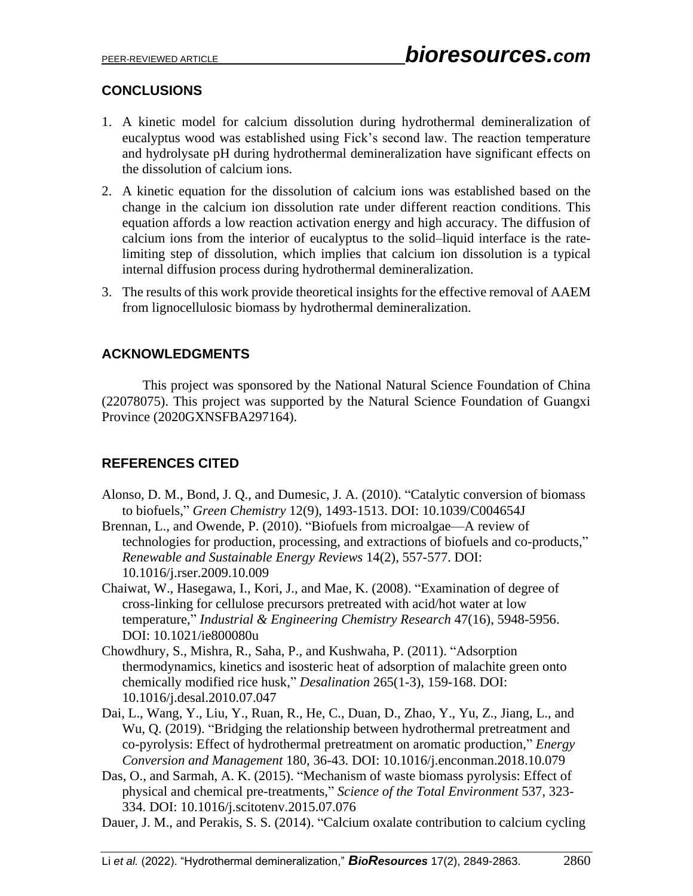## CONCLUSIONS

1. A kinetic model for calcium dissolution during hydrothermal demineralization of eucalyptus wood was established using Fick's second law. The reaction temperature and hydrolysate pH during hydrothermal demineralization have significant effects on the dissolution of calcium ions.
2. A kinetic equation for the dissolution of calcium ions was established based on the change in the calcium ion dissolution rate under different reaction conditions. This equation affords a low reaction activation energy and high accuracy. The diffusion of calcium ions from the interior of eucalyptus to the solid–liquid interface is the rate-limiting step of dissolution, which implies that calcium ion dissolution is a typical internal diffusion process during hydrothermal demineralization.
3. The results of this work provide theoretical insights for the effective removal of AAEM from lignocellulosic biomass by hydrothermal demineralization.

## ACKNOWLEDGMENTS

This project was sponsored by the National Natural Science Foundation of China (22078075). This project was supported by the Natural Science Foundation of Guangxi Province (2020GXNSFBA297164).

## REFERENCES CITED

Alonso, D. M., Bond, J. Q., and Dumesic, J. A. (2010). "Catalytic conversion of biomass to biofuels," *Green Chemistry* 12(9), 1493-1513. DOI: 10.1039/C004654J

Brennan, L., and Owende, P. (2010). "Biofuels from microalgae—A review of technologies for production, processing, and extractions of biofuels and co-products," *Renewable and Sustainable Energy Reviews* 14(2), 557-577. DOI: 10.1016/j.rser.2009.10.009

Chaiwat, W., Hasegawa, I., Kori, J., and Mae, K. (2008). "Examination of degree of cross-linking for cellulose precursors pretreated with acid/hot water at low temperature," *Industrial & Engineering Chemistry Research* 47(16), 5948-5956. DOI: 10.1021/ie800080u

Chowdhury, S., Mishra, R., Saha, P., and Kushwaha, P. (2011). "Adsorption thermodynamics, kinetics and isosteric heat of adsorption of malachite green onto chemically modified rice husk," *Desalination* 265(1-3), 159-168. DOI: 10.1016/j.desal.2010.07.047

Dai, L., Wang, Y., Liu, Y., Ruan, R., He, C., Duan, D., Zhao, Y., Yu, Z., Jiang, L., and Wu, Q. (2019). "Bridging the relationship between hydrothermal pretreatment and co-pyrolysis: Effect of hydrothermal pretreatment on aromatic production," *Energy Conversion and Management* 180, 36-43. DOI: 10.1016/j.enconman.2018.10.079

Das, O., and Sarmah, A. K. (2015). "Mechanism of waste biomass pyrolysis: Effect of physical and chemical pre-treatments," *Science of the Total Environment* 537, 323-334. DOI: 10.1016/j.scitotenv.2015.07.076

Dauer, J. M., and Perakis, S. S. (2014). "Calcium oxalate contribution to calcium cycling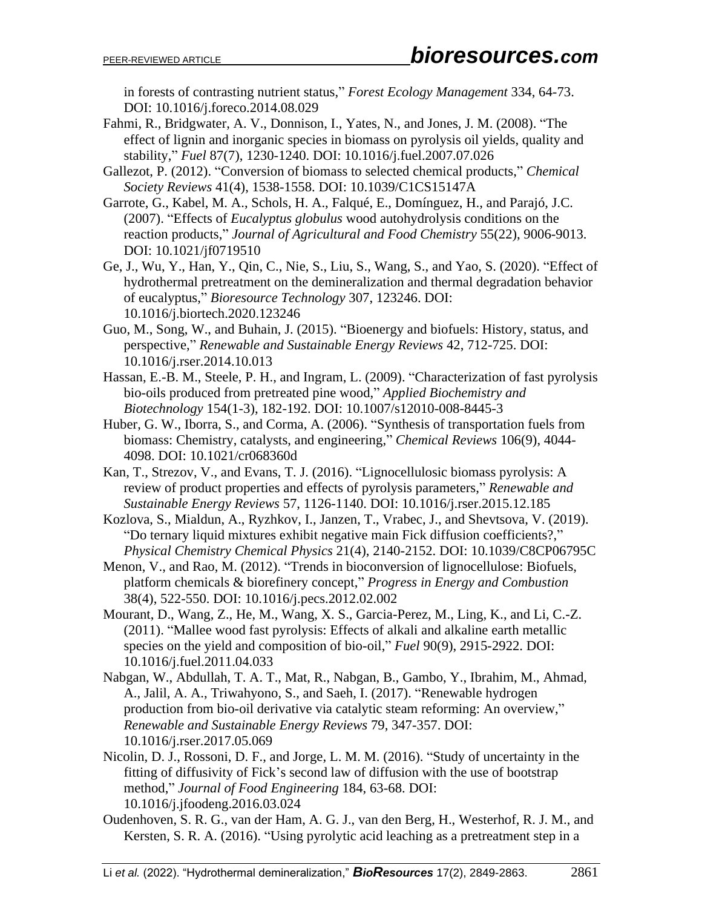in forests of contrasting nutrient status," *Forest Ecology Management* 334, 64-73. DOI: 10.1016/j.foreco.2014.08.029

Fahmi, R., Bridgwater, A. V., Donnison, I., Yates, N., and Jones, J. M. (2008). "The effect of lignin and inorganic species in biomass on pyrolysis oil yields, quality and stability," *Fuel* 87(7), 1230-1240. DOI: 10.1016/j.fuel.2007.07.026

Gallezot, P. (2012). "Conversion of biomass to selected chemical products," *Chemical Society Reviews* 41(4), 1538-1558. DOI: 10.1039/C1CS15147A

Garrote, G., Kabel, M. A., Schols, H. A., Falqué, E., Domínguez, H., and Parajó, J.C. (2007). "Effects of *Eucalyptus globulus* wood autohydrolysis conditions on the reaction products," *Journal of Agricultural and Food Chemistry* 55(22), 9006-9013. DOI: 10.1021/jf0719510

Ge, J., Wu, Y., Han, Y., Qin, C., Nie, S., Liu, S., Wang, S., and Yao, S. (2020). "Effect of hydrothermal pretreatment on the demineralization and thermal degradation behavior of eucalyptus," *Bioresource Technology* 307, 123246. DOI: 10.1016/j.biortech.2020.123246

Guo, M., Song, W., and Buhain, J. (2015). "Bioenergy and biofuels: History, status, and perspective," *Renewable and Sustainable Energy Reviews* 42, 712-725. DOI: 10.1016/j.rser.2014.10.013

Hassan, E.-B. M., Steele, P. H., and Ingram, L. (2009). "Characterization of fast pyrolysis bio-oils produced from pretreated pine wood," *Applied Biochemistry and Biotechnology* 154(1-3), 182-192. DOI: 10.1007/s12010-008-8445-3

Huber, G. W., Iborra, S., and Corma, A. (2006). "Synthesis of transportation fuels from biomass: Chemistry, catalysts, and engineering," *Chemical Reviews* 106(9), 4044-4098. DOI: 10.1021/cr068360d

Kan, T., Strezov, V., and Evans, T. J. (2016). "Lignocellulosic biomass pyrolysis: A review of product properties and effects of pyrolysis parameters," *Renewable and Sustainable Energy Reviews* 57, 1126-1140. DOI: 10.1016/j.rser.2015.12.185

Kozlova, S., Mialdun, A., Ryzhkov, I., Janzen, T., Vrabec, J., and Shevtsova, V. (2019). "Do ternary liquid mixtures exhibit negative main Fick diffusion coefficients?," *Physical Chemistry Chemical Physics* 21(4), 2140-2152. DOI: 10.1039/C8CP06795C

Menon, V., and Rao, M. (2012). "Trends in bioconversion of lignocellulose: Biofuels, platform chemicals & biorefinery concept," *Progress in Energy and Combustion* 38(4), 522-550. DOI: 10.1016/j.pecs.2012.02.002

Mourant, D., Wang, Z., He, M., Wang, X. S., Garcia-Perez, M., Ling, K., and Li, C.-Z. (2011). "Mallee wood fast pyrolysis: Effects of alkali and alkaline earth metallic species on the yield and composition of bio-oil," *Fuel* 90(9), 2915-2922. DOI: 10.1016/j.fuel.2011.04.033

Nabgan, W., Abdullah, T. A. T., Mat, R., Nabgan, B., Gambo, Y., Ibrahim, M., Ahmad, A., Jalil, A. A., Triwahyono, S., and Saeh, I. (2017). "Renewable hydrogen production from bio-oil derivative via catalytic steam reforming: An overview," *Renewable and Sustainable Energy Reviews* 79, 347-357. DOI: 10.1016/j.rser.2017.05.069

Nicolin, D. J., Rossoni, D. F., and Jorge, L. M. M. (2016). "Study of uncertainty in the fitting of diffusivity of Fick's second law of diffusion with the use of bootstrap method," *Journal of Food Engineering* 184, 63-68. DOI: 10.1016/j.jfoodeng.2016.03.024

Oudenhoven, S. R. G., van der Ham, A. G. J., van den Berg, H., Westerhof, R. J. M., and Kersten, S. R. A. (2016). "Using pyrolytic acid leaching as a pretreatment step in a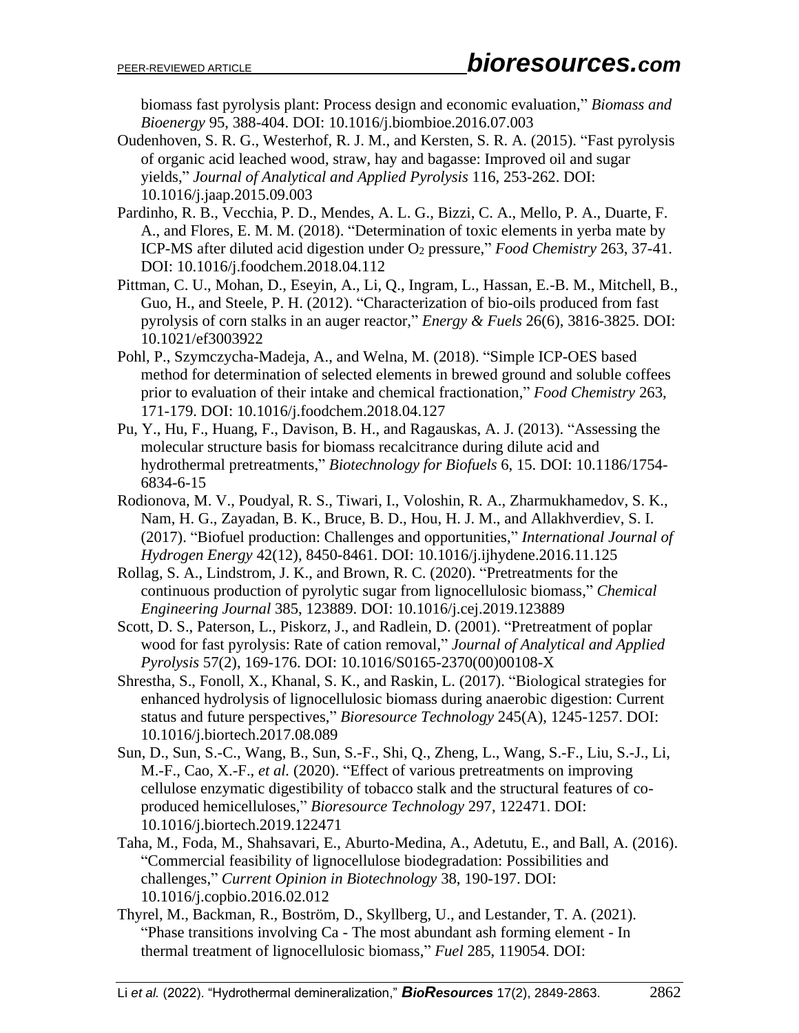biomass fast pyrolysis plant: Process design and economic evaluation," *Biomass and Bioenergy* 95, 388-404. DOI: 10.1016/j.biombioe.2016.07.003

Oudenhoven, S. R. G., Westerhof, R. J. M., and Kersten, S. R. A. (2015). "Fast pyrolysis of organic acid leached wood, straw, hay and bagasse: Improved oil and sugar yields," *Journal of Analytical and Applied Pyrolysis* 116, 253-262. DOI: 10.1016/j.jaap.2015.09.003

Pardinho, R. B., Vecchia, P. D., Mendes, A. L. G., Bizzi, C. A., Mello, P. A., Duarte, F. A., and Flores, E. M. M. (2018). "Determination of toxic elements in yerba mate by ICP-MS after diluted acid digestion under $O_2$ pressure," *Food Chemistry* 263, 37-41. DOI: 10.1016/j.foodchem.2018.04.112

Pittman, C. U., Mohan, D., Eseyin, A., Li, Q., Ingram, L., Hassan, E.-B. M., Mitchell, B., Guo, H., and Steele, P. H. (2012). "Characterization of bio-oils produced from fast pyrolysis of corn stalks in an auger reactor," *Energy & Fuels* 26(6), 3816-3825. DOI: 10.1021/ef3003922

Pohl, P., Szymczycha-Madeja, A., and Welna, M. (2018). "Simple ICP-OES based method for determination of selected elements in brewed ground and soluble coffees prior to evaluation of their intake and chemical fractionation," *Food Chemistry* 263, 171-179. DOI: 10.1016/j.foodchem.2018.04.127

Pu, Y., Hu, F., Huang, F., Davison, B. H., and Ragauskas, A. J. (2013). "Assessing the molecular structure basis for biomass recalcitrance during dilute acid and hydrothermal pretreatments," *Biotechnology for Biofuels* 6, 15. DOI: 10.1186/1754-6834-6-15

Rodionova, M. V., Poudyal, R. S., Tiwari, I., Voloshin, R. A., Zharmukhamedov, S. K., Nam, H. G., Zayadan, B. K., Bruce, B. D., Hou, H. J. M., and Allakhverdiev, S. I. (2017). "Biofuel production: Challenges and opportunities," *International Journal of Hydrogen Energy* 42(12), 8450-8461. DOI: 10.1016/j.ijhydene.2016.11.125

Rollag, S. A., Lindstrom, J. K., and Brown, R. C. (2020). "Pretreatments for the continuous production of pyrolytic sugar from lignocellulosic biomass," *Chemical Engineering Journal* 385, 123889. DOI: 10.1016/j.cej.2019.123889

Scott, D. S., Paterson, L., Piskorz, J., and Radlein, D. (2001). "Pretreatment of poplar wood for fast pyrolysis: Rate of cation removal," *Journal of Analytical and Applied Pyrolysis* 57(2), 169-176. DOI: 10.1016/S0165-2370(00)00108-X

Shrestha, S., Fonoll, X., Khanal, S. K., and Raskin, L. (2017). "Biological strategies for enhanced hydrolysis of lignocellulosic biomass during anaerobic digestion: Current status and future perspectives," *Bioresource Technology* 245(A), 1245-1257. DOI: 10.1016/j.biortech.2017.08.089

Sun, D., Sun, S.-C., Wang, B., Sun, S.-F., Shi, Q., Zheng, L., Wang, S.-F., Liu, S.-J., Li, M.-F., Cao, X.-F., *et al.* (2020). "Effect of various pretreatments on improving cellulose enzymatic digestibility of tobacco stalk and the structural features of co-produced hemicelluloses," *Bioresource Technology* 297, 122471. DOI: 10.1016/j.biortech.2019.122471

Taha, M., Foda, M., Shahsavari, E., Aburto-Medina, A., Adetutu, E., and Ball, A. (2016). "Commercial feasibility of lignocellulose biodegradation: Possibilities and challenges," *Current Opinion in Biotechnology* 38, 190-197. DOI: 10.1016/j.copbio.2016.02.012

Thyrel, M., Backman, R., Boström, D., Skyllberg, U., and Lestander, T. A. (2021). "Phase transitions involving Ca - The most abundant ash forming element - In thermal treatment of lignocellulosic biomass," *Fuel* 285, 119054. DOI: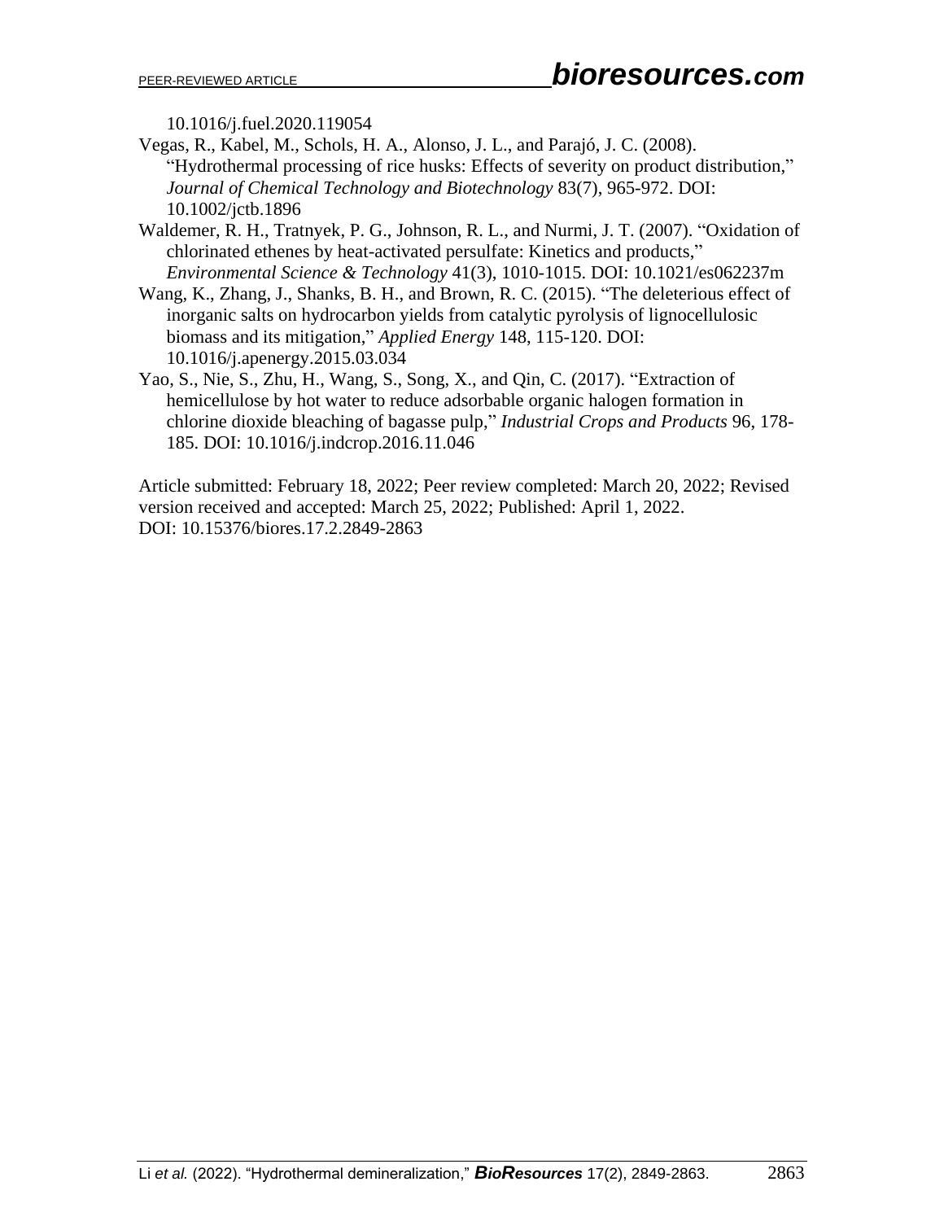10.1016/j.fuel.2020.119054

Vegas, R., Kabel, M., Schols, H. A., Alonso, J. L., and Parajó, J. C. (2008). "Hydrothermal processing of rice husks: Effects of severity on product distribution," *Journal of Chemical Technology and Biotechnology* 83(7), 965-972. DOI: 10.1002/jctb.1896

Waldemer, R. H., Tratnyek, P. G., Johnson, R. L., and Nurmi, J. T. (2007). "Oxidation of chlorinated ethenes by heat-activated persulfate: Kinetics and products," *Environmental Science & Technology* 41(3), 1010-1015. DOI: 10.1021/es062237m

Wang, K., Zhang, J., Shanks, B. H., and Brown, R. C. (2015). "The deleterious effect of inorganic salts on hydrocarbon yields from catalytic pyrolysis of lignocellulosic biomass and its mitigation," *Applied Energy* 148, 115-120. DOI: 10.1016/j.apenergy.2015.03.034

Yao, S., Nie, S., Zhu, H., Wang, S., Song, X., and Qin, C. (2017). "Extraction of hemicellulose by hot water to reduce adsorbable organic halogen formation in chlorine dioxide bleaching of bagasse pulp," *Industrial Crops and Products* 96, 178-185. DOI: 10.1016/j.indcrop.2016.11.046

Article submitted: February 18, 2022; Peer review completed: March 20, 2022; Revised version received and accepted: March 25, 2022; Published: April 1, 2022.
DOI: 10.15376/biores.17.2.2849-2863